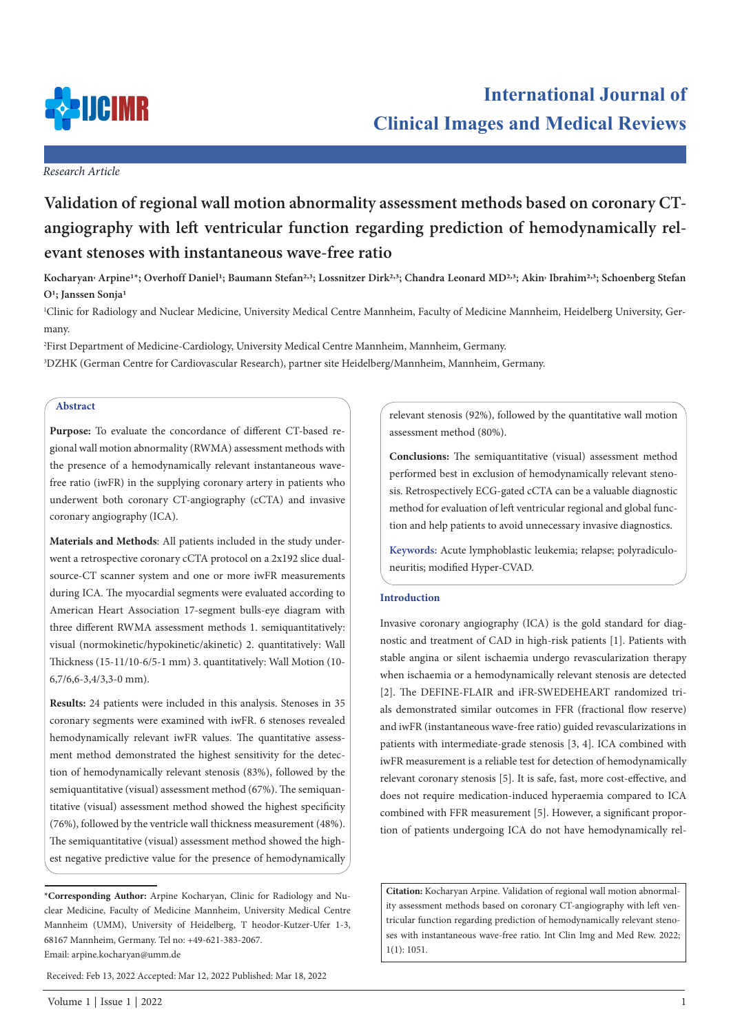*Research Article*

# Validation of regional wall motion abnormality assessment methods based on coronary CT-angiography with left ventricular function regarding prediction of hemodynamically relevant stenoses with instantaneous wave-free ratio

**Kocharyan Arpine[1]*; Overhoff Daniel[1]; Baumann Stefan[2,3]; Lossnitzer Dirk[2,3]; Chandra Leonard MD[2,3]; Akin Ibrahim[2,3]; Schoenberg Stefan O[1]; Janssen Sonja[1]**

[1]Clinic for Radiology and Nuclear Medicine, University Medical Centre Mannheim, Faculty of Medicine Mannheim, Heidelberg University, Germany.

[2]First Department of Medicine-Cardiology, University Medical Centre Mannheim, Mannheim, Germany.

[3]DZHK (German Centre for Cardiovascular Research), partner site Heidelberg/Mannheim, Mannheim, Germany.

## Abstract

**Purpose:** To evaluate the concordance of different CT-based regional wall motion abnormality (RWMA) assessment methods with the presence of a hemodynamically relevant instantaneous wave-free ratio (iwFR) in the supplying coronary artery in patients who underwent both coronary CT-angiography (cCTA) and invasive coronary angiography (ICA).

**Materials and Methods**: All patients included in the study underwent a retrospective coronary cCTA protocol on a 2x192 slice dual-source-CT scanner system and one or more iwFR measurements during ICA. The myocardial segments were evaluated according to American Heart Association 17-segment bulls-eye diagram with three different RWMA assessment methods 1. semiquantitatively: visual (normokinetic/hypokinetic/akinetic) 2. quantitatively: Wall Thickness (15-11/10-6/5-1 mm) 3. quantitatively: Wall Motion (10-6,7/6,6-3,4/3,3-0 mm).

**Results:** 24 patients were included in this analysis. Stenoses in 35 coronary segments were examined with iwFR. 6 stenoses revealed hemodynamically relevant iwFR values. The quantitative assessment method demonstrated the highest sensitivity for the detection of hemodynamically relevant stenosis (83%), followed by the semiquantitative (visual) assessment method (67%). The semiquantitative (visual) assessment method showed the highest specificity (76%), followed by the ventricle wall thickness measurement (48%). The semiquantitative (visual) assessment method showed the highest negative predictive value for the presence of hemodynamically relevant stenosis (92%), followed by the quantitative wall motion assessment method (80%).

**Conclusions:** The semiquantitative (visual) assessment method performed best in exclusion of hemodynamically relevant stenosis. Retrospectively ECG-gated cCTA can be a valuable diagnostic method for evaluation of left ventricular regional and global function and help patients to avoid unnecessary invasive diagnostics.

**Keywords:** Acute lymphoblastic leukemia; relapse; polyradiculoneuritis; modified Hyper-CVAD.

## Introduction

Invasive coronary angiography (ICA) is the gold standard for diagnostic and treatment of CAD in high-risk patients [1]. Patients with stable angina or silent ischaemia undergo revascularization therapy when ischaemia or a hemodynamically relevant stenosis are detected [2]. The DEFINE-FLAIR and iFR-SWEDEHEART randomized trials demonstrated similar outcomes in FFR (fractional flow reserve) and iwFR (instantaneous wave-free ratio) guided revascularizations in patients with intermediate-grade stenosis [3, 4]. ICA combined with iwFR measurement is a reliable test for detection of hemodynamically relevant coronary stenosis [5]. It is safe, fast, more cost-effective, and does not require medication-induced hyperaemia compared to ICA combined with FFR measurement [5]. However, a significant proportion of patients undergoing ICA do not have hemodynamically rel-

**\*Corresponding Author:** Arpine Kocharyan, Clinic for Radiology and Nuclear Medicine, Faculty of Medicine Mannheim, University Medical Centre Mannheim (UMM), University of Heidelberg, T heodor-Kutzer-Ufer 1-3, 68167 Mannheim, Germany. Tel no: +49-621-383-2067.
Email: arpine.kocharyan@umm.de

Received: Feb 13, 2022 Accepted: Mar 12, 2022 Published: Mar 18, 2022

**Citation:** Kocharyan Arpine. Validation of regional wall motion abnormality assessment methods based on coronary CT-angiography with left ventricular function regarding prediction of hemodynamically relevant stenoses with instantaneous wave-free ratio. Int Clin Img and Med Rew. 2022; 1(1): 1051.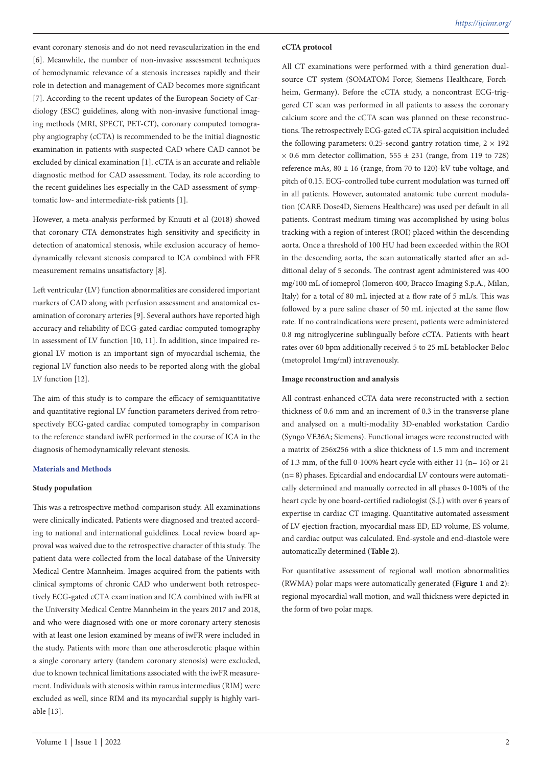evant coronary stenosis and do not need revascularization in the end [6]. Meanwhile, the number of non-invasive assessment techniques of hemodynamic relevance of a stenosis increases rapidly and their role in detection and management of CAD becomes more significant [7]. According to the recent updates of the European Society of Cardiology (ESC) guidelines, along with non-invasive functional imaging methods (MRI, SPECT, PET-CT), coronary computed tomography angiography (cCTA) is recommended to be the initial diagnostic examination in patients with suspected CAD where CAD cannot be excluded by clinical examination [1]. cCTA is an accurate and reliable diagnostic method for CAD assessment. Today, its role according to the recent guidelines lies especially in the CAD assessment of symptomatic low- and intermediate-risk patients [1].

However, a meta-analysis performed by Knuuti et al (2018) showed that coronary CTA demonstrates high sensitivity and specificity in detection of anatomical stenosis, while exclusion accuracy of hemodynamically relevant stenosis compared to ICA combined with FFR measurement remains unsatisfactory [8].

Left ventricular (LV) function abnormalities are considered important markers of CAD along with perfusion assessment and anatomical examination of coronary arteries [9]. Several authors have reported high accuracy and reliability of ECG-gated cardiac computed tomography in assessment of LV function [10, 11]. In addition, since impaired regional LV motion is an important sign of myocardial ischemia, the regional LV function also needs to be reported along with the global LV function [12].

The aim of this study is to compare the efficacy of semiquantitative and quantitative regional LV function parameters derived from retrospectively ECG-gated cardiac computed tomography in comparison to the reference standard iwFR performed in the course of ICA in the diagnosis of hemodynamically relevant stenosis.

## Materials and Methods

### Study population

This was a retrospective method-comparison study. All examinations were clinically indicated. Patients were diagnosed and treated according to national and international guidelines. Local review board approval was waived due to the retrospective character of this study. The patient data were collected from the local database of the University Medical Centre Mannheim. Images acquired from the patients with clinical symptoms of chronic CAD who underwent both retrospectively ECG-gated cCTA examination and ICA combined with iwFR at the University Medical Centre Mannheim in the years 2017 and 2018, and who were diagnosed with one or more coronary artery stenosis with at least one lesion examined by means of iwFR were included in the study. Patients with more than one atherosclerotic plaque within a single coronary artery (tandem coronary stenosis) were excluded, due to known technical limitations associated with the iwFR measurement. Individuals with stenosis within ramus intermedius (RIM) were excluded as well, since RIM and its myocardial supply is highly variable [13].

### cCTA protocol

All CT examinations were performed with a third generation dual-source CT system (SOMATOM Force; Siemens Healthcare, Forchheim, Germany). Before the cCTA study, a noncontrast ECG-triggered CT scan was performed in all patients to assess the coronary calcium score and the cCTA scan was planned on these reconstructions. The retrospectively ECG-gated cCTA spiral acquisition included the following parameters: 0.25-second gantry rotation time, $2 \times 192 \times 0.6$ mm detector collimation, $555 \pm 231$ (range, from 119 to 728) reference mAs, $80 \pm 16$ (range, from 70 to 120)-kV tube voltage, and pitch of 0.15. ECG-controlled tube current modulation was turned off in all patients. However, automated anatomic tube current modulation (CARE Dose4D, Siemens Healthcare) was used per default in all patients. Contrast medium timing was accomplished by using bolus tracking with a region of interest (ROI) placed within the descending aorta. Once a threshold of 100 HU had been exceeded within the ROI in the descending aorta, the scan automatically started after an additional delay of 5 seconds. The contrast agent administered was 400 mg/100 mL of iomeprol (Iomeron 400; Bracco Imaging S.p.A., Milan, Italy) for a total of 80 mL injected at a flow rate of 5 mL/s. This was followed by a pure saline chaser of 50 mL injected at the same flow rate. If no contraindications were present, patients were administered 0.8 mg nitroglycerine sublingually before cCTA. Patients with heart rates over 60 bpm additionally received 5 to 25 mL betablocker Beloc (metoprolol 1mg/ml) intravenously.

### Image reconstruction and analysis

All contrast-enhanced cCTA data were reconstructed with a section thickness of 0.6 mm and an increment of 0.3 in the transverse plane and analysed on a multi-modality 3D-enabled workstation Cardio (Syngo VE36A; Siemens). Functional images were reconstructed with a matrix of 256x256 with a slice thickness of 1.5 mm and increment of 1.3 mm, of the full 0-100% heart cycle with either 11 (n= 16) or 21 (n= 8) phases. Epicardial and endocardial LV contours were automatically determined and manually corrected in all phases 0-100% of the heart cycle by one board-certified radiologist (S.J.) with over 6 years of expertise in cardiac CT imaging. Quantitative automated assessment of LV ejection fraction, myocardial mass ED, ED volume, ES volume, and cardiac output was calculated. End-systole and end-diastole were automatically determined (**Table 2**).

For quantitative assessment of regional wall motion abnormalities (RWMA) polar maps were automatically generated (**Figure 1** and **2**): regional myocardial wall motion, and wall thickness were depicted in the form of two polar maps.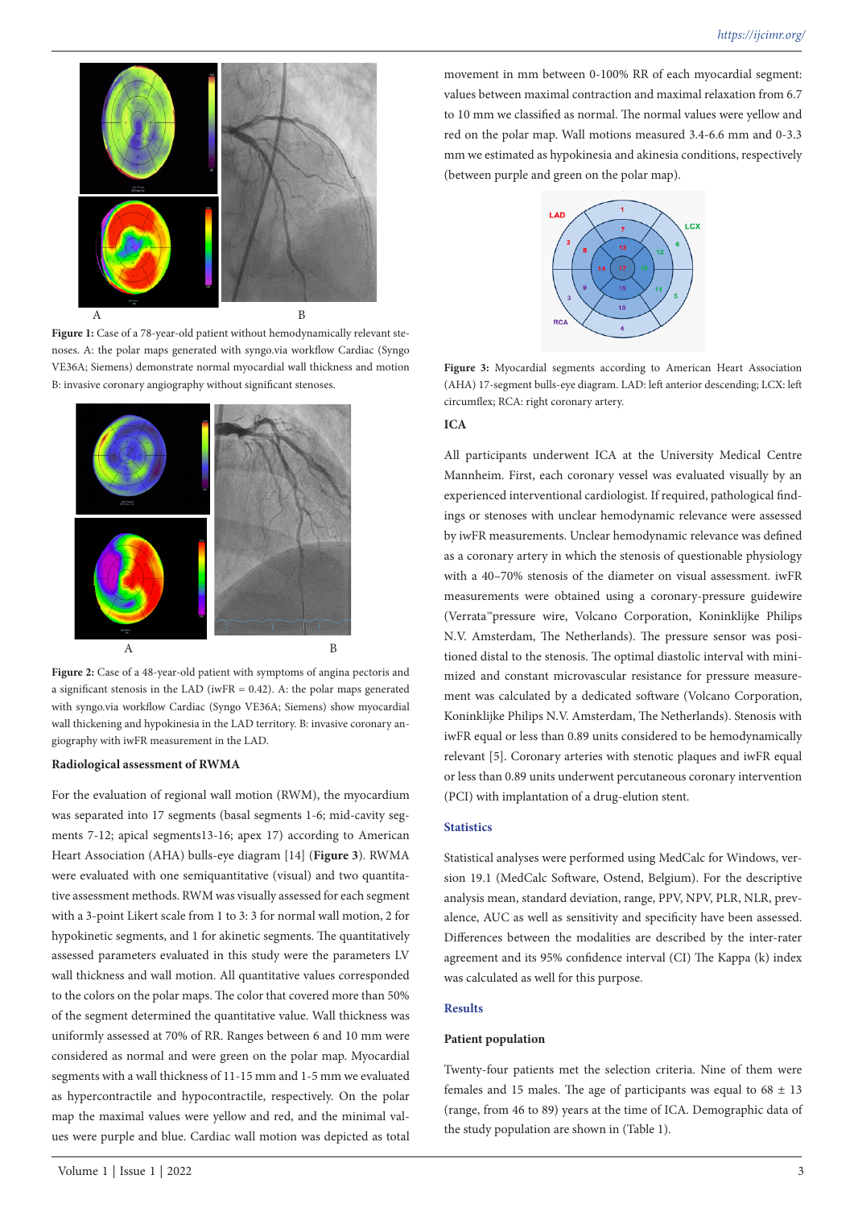A B

**Figure 1:** Case of a 78-year-old patient without hemodynamically relevant stenoses. A: the polar maps generated with syngo.via workflow Cardiac (Syngo VE36A; Siemens) demonstrate normal myocardial wall thickness and motion B: invasive coronary angiography without significant stenoses.

A B

**Figure 2:** Case of a 48-year-old patient with symptoms of angina pectoris and a significant stenosis in the LAD (iwFR = 0.42). A: the polar maps generated with syngo.via workflow Cardiac (Syngo VE36A; Siemens) show myocardial wall thickening and hypokinesia in the LAD territory. B: invasive coronary angiography with iwFR measurement in the LAD.

### Radiological assessment of RWMA

For the evaluation of regional wall motion (RWM), the myocardium was separated into 17 segments (basal segments 1-6; mid-cavity segments 7-12; apical segments13-16; apex 17) according to American Heart Association (AHA) bulls-eye diagram [14] (**Figure 3**). RWMA were evaluated with one semiquantitative (visual) and two quantitative assessment methods. RWM was visually assessed for each segment with a 3-point Likert scale from 1 to 3: 3 for normal wall motion, 2 for hypokinetic segments, and 1 for akinetic segments. The quantitatively assessed parameters evaluated in this study were the parameters LV wall thickness and wall motion. All quantitative values corresponded to the colors on the polar maps. The color that covered more than 50% of the segment determined the quantitative value. Wall thickness was uniformly assessed at 70% of RR. Ranges between 6 and 10 mm were considered as normal and were green on the polar map. Myocardial segments with a wall thickness of 11-15 mm and 1-5 mm we evaluated as hypercontractile and hypocontractile, respectively. On the polar map the maximal values were yellow and red, and the minimal values were purple and blue. Cardiac wall motion was depicted as total movement in mm between 0-100% RR of each myocardial segment: values between maximal contraction and maximal relaxation from 6.7 to 10 mm we classified as normal. The normal values were yellow and red on the polar map. Wall motions measured 3.4-6.6 mm and 0-3.3 mm we estimated as hypokinesia and akinesia conditions, respectively (between purple and green on the polar map).

**Figure 3:** Myocardial segments according to American Heart Association (AHA) 17-segment bulls-eye diagram. LAD: left anterior descending; LCX: left circumflex; RCA: right coronary artery.

### ICA

All participants underwent ICA at the University Medical Centre Mannheim. First, each coronary vessel was evaluated visually by an experienced interventional cardiologist. If required, pathological findings or stenoses with unclear hemodynamic relevance were assessed by iwFR measurements. Unclear hemodynamic relevance was defined as a coronary artery in which the stenosis of questionable physiology with a 40–70% stenosis of the diameter on visual assessment. iwFR measurements were obtained using a coronary-pressure guidewire (Verrata™pressure wire, Volcano Corporation, Koninklijke Philips N.V. Amsterdam, The Netherlands). The pressure sensor was positioned distal to the stenosis. The optimal diastolic interval with minimized and constant microvascular resistance for pressure measurement was calculated by a dedicated software (Volcano Corporation, Koninklijke Philips N.V. Amsterdam, The Netherlands). Stenosis with iwFR equal or less than 0.89 units considered to be hemodynamically relevant [5]. Coronary arteries with stenotic plaques and iwFR equal or less than 0.89 units underwent percutaneous coronary intervention (PCI) with implantation of a drug-elution stent.

### Statistics

Statistical analyses were performed using MedCalc for Windows, version 19.1 (MedCalc Software, Ostend, Belgium). For the descriptive analysis mean, standard deviation, range, PPV, NPV, PLR, NLR, prevalence, AUC as well as sensitivity and specificity have been assessed. Differences between the modalities are described by the inter-rater agreement and its 95% confidence interval (CI) The Kappa (k) index was calculated as well for this purpose.

## Results

### Patient population

Twenty-four patients met the selection criteria. Nine of them were females and 15 males. The age of participants was equal to 68 ± 13 (range, from 46 to 89) years at the time of ICA. Demographic data of the study population are shown in (Table 1).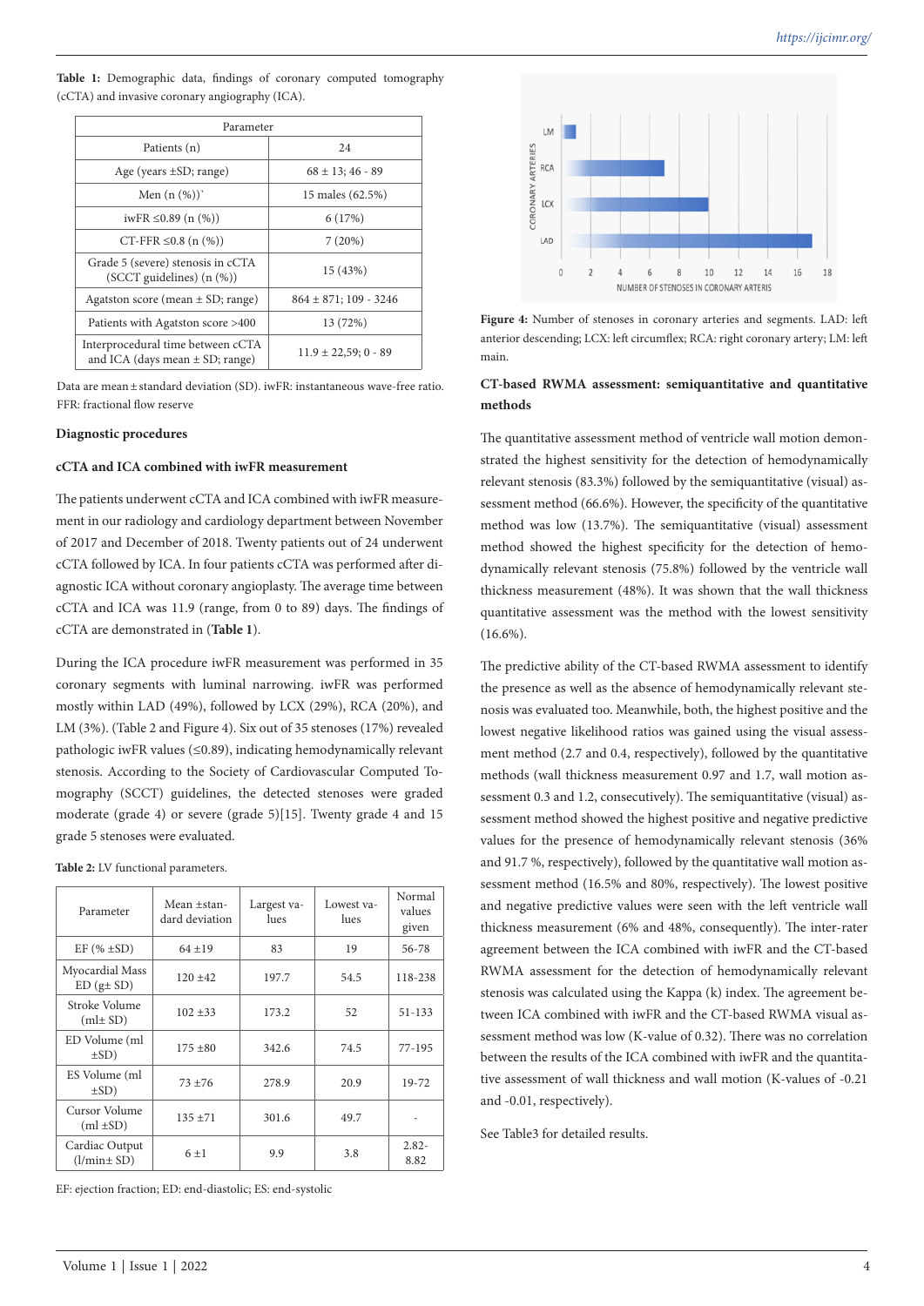**Table 1:** Demographic data, findings of coronary computed tomography (cCTA) and invasive coronary angiography (ICA).

| Parameter | |
|---|---|
| Patients (n) | 24 |
| Age (years ±SD; range) | 68 ± 13; 46 - 89 |
| Men (n (%))` | 15 males (62.5%) |
| iwFR ≤0.89 (n (%)) | 6 (17%) |
| CT-FFR ≤0.8 (n (%)) | 7 (20%) |
| Grade 5 (severe) stenosis in cCTA (SCCT guidelines) (n (%)) | 15 (43%) |
| Agatston score (mean ± SD; range) | 864 ± 871; 109 - 3246 |
| Patients with Agatston score >400 | 13 (72%) |
| Interprocedural time between cCTA and ICA (days mean ± SD; range) | 11.9 ± 22,59; 0 - 89 |

Data are mean ± standard deviation (SD). iwFR: instantaneous wave-free ratio. FFR: fractional flow reserve

### Diagnostic procedures

#### cCTA and ICA combined with iwFR measurement

The patients underwent cCTA and ICA combined with iwFR measurement in our radiology and cardiology department between November of 2017 and December of 2018. Twenty patients out of 24 underwent cCTA followed by ICA. In four patients cCTA was performed after diagnostic ICA without coronary angioplasty. The average time between cCTA and ICA was 11.9 (range, from 0 to 89) days. The findings of cCTA are demonstrated in (**Table 1**).

During the ICA procedure iwFR measurement was performed in 35 coronary segments with luminal narrowing. iwFR was performed mostly within LAD (49%), followed by LCX (29%), RCA (20%), and LM (3%). (Table 2 and Figure 4). Six out of 35 stenoses (17%) revealed pathologic iwFR values (≤0.89), indicating hemodynamically relevant stenosis. According to the Society of Cardiovascular Computed Tomography (SCCT) guidelines, the detected stenoses were graded moderate (grade 4) or severe (grade 5)[15]. Twenty grade 4 and 15 grade 5 stenoses were evaluated.

**Table 2:** LV functional parameters.

| Parameter | Mean ±standard deviation | Largest values | Lowest values | Normal values given |
|---|---|---|---|---|
| EF (% ±SD) | 64 ±19 | 83 | 19 | 56-78 |
| Myocardial Mass ED (g± SD) | 120 ±42 | 197.7 | 54.5 | 118-238 |
| Stroke Volume (ml± SD) | 102 ±33 | 173.2 | 52 | 51-133 |
| ED Volume (ml ±SD) | 175 ±80 | 342.6 | 74.5 | 77-195 |
| ES Volume (ml ±SD) | 73 ±76 | 278.9 | 20.9 | 19-72 |
| Cursor Volume (ml ±SD) | 135 ±71 | 301.6 | 49.7 | - |
| Cardiac Output (l/min± SD) | 6 ±1 | 9.9 | 3.8 | 2.82-8.82 |

EF: ejection fraction; ED: end-diastolic; ES: end-systolic

**Figure 4:** Number of stenoses in coronary arteries and segments. LAD: left anterior descending; LCX: left circumflex; RCA: right coronary artery; LM: left main.

#### CT-based RWMA assessment: semiquantitative and quantitative methods

The quantitative assessment method of ventricle wall motion demonstrated the highest sensitivity for the detection of hemodynamically relevant stenosis (83.3%) followed by the semiquantitative (visual) assessment method (66.6%). However, the specificity of the quantitative method was low (13.7%). The semiquantitative (visual) assessment method showed the highest specificity for the detection of hemodynamically relevant stenosis (75.8%) followed by the ventricle wall thickness measurement (48%). It was shown that the wall thickness quantitative assessment was the method with the lowest sensitivity (16.6%).

The predictive ability of the CT-based RWMA assessment to identify the presence as well as the absence of hemodynamically relevant stenosis was evaluated too. Meanwhile, both, the highest positive and the lowest negative likelihood ratios was gained using the visual assessment method (2.7 and 0.4, respectively), followed by the quantitative methods (wall thickness measurement 0.97 and 1.7, wall motion assessment 0.3 and 1.2, consecutively). The semiquantitative (visual) assessment method showed the highest positive and negative predictive values for the presence of hemodynamically relevant stenosis (36% and 91.7 %, respectively), followed by the quantitative wall motion assessment method (16.5% and 80%, respectively). The lowest positive and negative predictive values were seen with the left ventricle wall thickness measurement (6% and 48%, consequently). The inter-rater agreement between the ICA combined with iwFR and the CT-based RWMA assessment for the detection of hemodynamically relevant stenosis was calculated using the Kappa (k) index. The agreement between ICA combined with iwFR and the CT-based RWMA visual assessment method was low (K-value of 0.32). There was no correlation between the results of the ICA combined with iwFR and the quantitative assessment of wall thickness and wall motion (K-values of -0.21 and -0.01, respectively).

See Table3 for detailed results.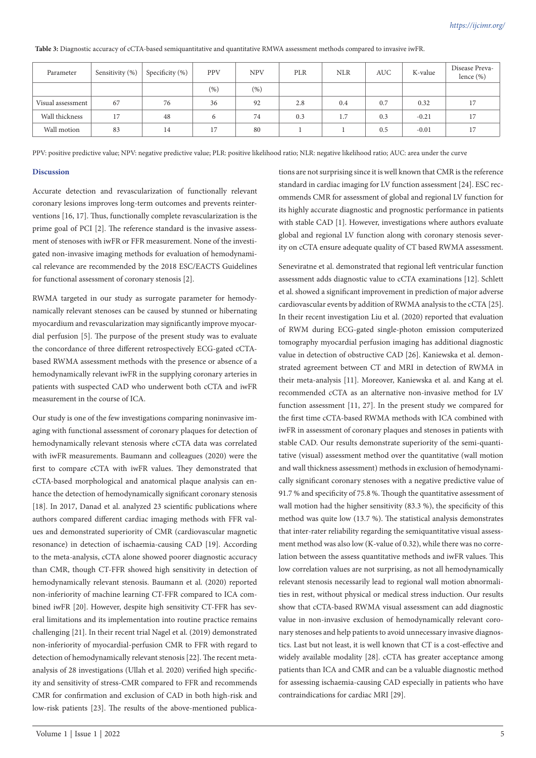**Table 3:** Diagnostic accuracy of cCTA-based semiquantitative and quantitative RMWA assessment methods compared to invasive iwFR.

| Parameter | Sensitivity (%) | Specificity (%) | PPV | NPV | PLR | NLR | AUC | K-value | Disease Prevalence (%) |
|---|---|---|---|---|---|---|---|---|---|
| | | | (%) | (%) | | | | | |
| Visual assessment | 67 | 76 | 36 | 92 | 2.8 | 0.4 | 0.7 | 0.32 | 17 |
| Wall thickness | 17 | 48 | 6 | 74 | 0.3 | 1.7 | 0.3 | -0.21 | 17 |
| Wall motion | 83 | 14 | 17 | 80 | 1 | 1 | 0.5 | -0.01 | 17 |

PPV: positive predictive value; NPV: negative predictive value; PLR: positive likelihood ratio; NLR: negative likelihood ratio; AUC: area under the curve

## Discussion

Accurate detection and revascularization of functionally relevant coronary lesions improves long-term outcomes and prevents reinterventions [16, 17]. Thus, functionally complete revascularization is the prime goal of PCI [2]. The reference standard is the invasive assessment of stenoses with iwFR or FFR measurement. None of the investigated non-invasive imaging methods for evaluation of hemodynamical relevance are recommended by the 2018 ESC/EACTS Guidelines for functional assessment of coronary stenosis [2].

RWMA targeted in our study as surrogate parameter for hemodynamically relevant stenoses can be caused by stunned or hibernating myocardium and revascularization may significantly improve myocardial perfusion [5]. The purpose of the present study was to evaluate the concordance of three different retrospectively ECG-gated cCTA-based RWMA assessment methods with the presence or absence of a hemodynamically relevant iwFR in the supplying coronary arteries in patients with suspected CAD who underwent both cCTA and iwFR measurement in the course of ICA.

Our study is one of the few investigations comparing noninvasive imaging with functional assessment of coronary plaques for detection of hemodynamically relevant stenosis where cCTA data was correlated with iwFR measurements. Baumann and colleagues (2020) were the first to compare cCTA with iwFR values. They demonstrated that cCTA-based morphological and anatomical plaque analysis can enhance the detection of hemodynamically significant coronary stenosis [18]. In 2017, Danad et al. analyzed 23 scientific publications where authors compared different cardiac imaging methods with FFR values and demonstrated superiority of CMR (cardiovascular magnetic resonance) in detection of ischaemia-causing CAD [19]. According to the meta-analysis, cCTA alone showed poorer diagnostic accuracy than CMR, though CT-FFR showed high sensitivity in detection of hemodynamically relevant stenosis. Baumann et al. (2020) reported non-inferiority of machine learning CT-FFR compared to ICA combined iwFR [20]. However, despite high sensitivity CT-FFR has several limitations and its implementation into routine practice remains challenging [21]. In their recent trial Nagel et al. (2019) demonstrated non-inferiority of myocardial-perfusion CMR to FFR with regard to detection of hemodynamically relevant stenosis [22]. The recent meta-analysis of 28 investigations (Ullah et al. 2020) verified high specificity and sensitivity of stress-CMR compared to FFR and recommends CMR for confirmation and exclusion of CAD in both high-risk and low-risk patients [23]. The results of the above-mentioned publications are not surprising since it is well known that CMR is the reference standard in cardiac imaging for LV function assessment [24]. ESC recommends CMR for assessment of global and regional LV function for its highly accurate diagnostic and prognostic performance in patients with stable CAD [1]. However, investigations where authors evaluate global and regional LV function along with coronary stenosis severity on cCTA ensure adequate quality of CT based RWMA assessment.

Seneviratne et al. demonstrated that regional left ventricular function assessment adds diagnostic value to cCTA examinations [12]. Schlett et al. showed a significant improvement in prediction of major adverse cardiovascular events by addition of RWMA analysis to the cCTA [25]. In their recent investigation Liu et al. (2020) reported that evaluation of RWM during ECG-gated single-photon emission computerized tomography myocardial perfusion imaging has additional diagnostic value in detection of obstructive CAD [26]. Kaniewska et al. demonstrated agreement between CT and MRI in detection of RWMA in their meta-analysis [11]. Moreover, Kaniewska et al. and Kang at el. recommended cCTA as an alternative non-invasive method for LV function assessment [11, 27]. In the present study we compared for the first time cCTA-based RWMA methods with ICA combined with iwFR in assessment of coronary plaques and stenoses in patients with stable CAD. Our results demonstrate superiority of the semi-quantitative (visual) assessment method over the quantitative (wall motion and wall thickness assessment) methods in exclusion of hemodynamically significant coronary stenoses with a negative predictive value of 91.7 % and specificity of 75.8 %. Though the quantitative assessment of wall motion had the higher sensitivity (83.3 %), the specificity of this method was quite low (13.7 %). The statistical analysis demonstrates that inter-rater reliability regarding the semiquantitative visual assessment method was also low (K-value of 0.32), while there was no correlation between the assess quantitative methods and iwFR values. This low correlation values are not surprising, as not all hemodynamically relevant stenosis necessarily lead to regional wall motion abnormalities in rest, without physical or medical stress induction. Our results show that cCTA-based RWMA visual assessment can add diagnostic value in non-invasive exclusion of hemodynamically relevant coronary stenoses and help patients to avoid unnecessary invasive diagnostics. Last but not least, it is well known that CT is a cost-effective and widely available modality [28]. cCTA has greater acceptance among patients than ICA and CMR and can be a valuable diagnostic method for assessing ischaemia-causing CAD especially in patients who have contraindications for cardiac MRI [29].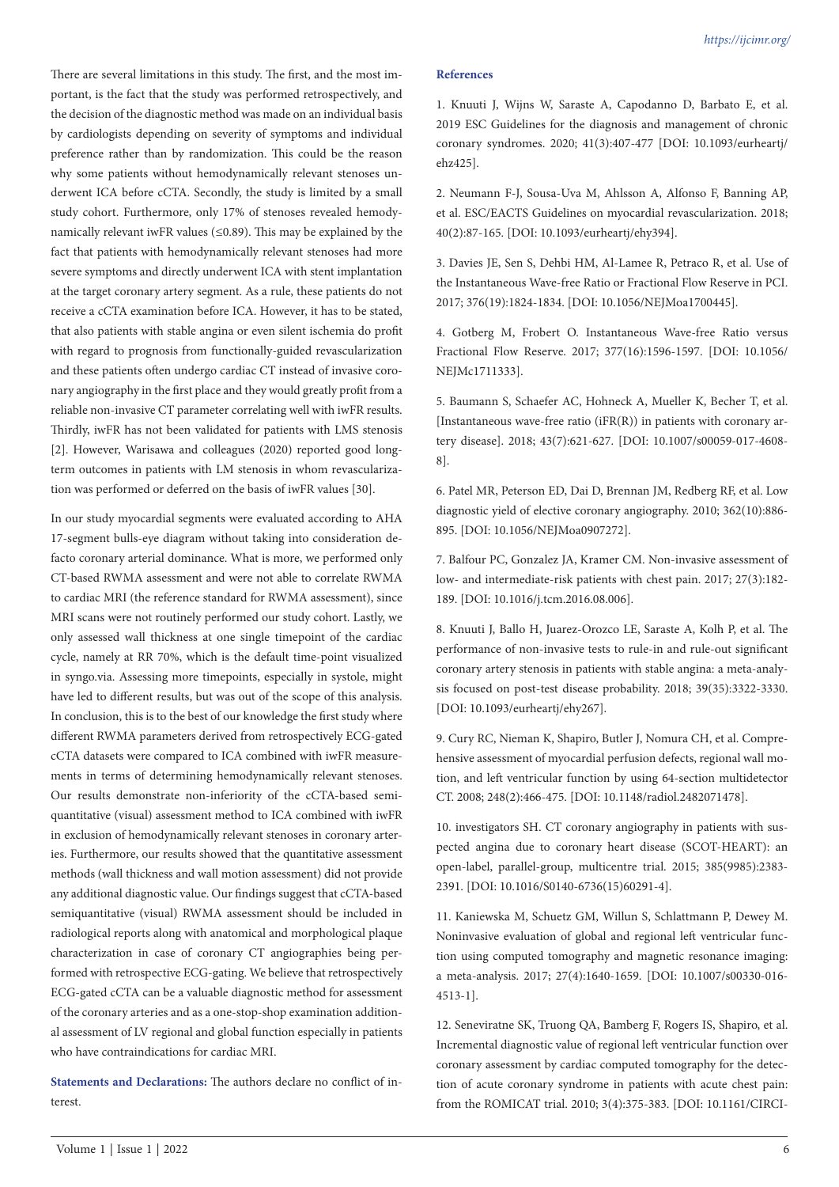There are several limitations in this study. The first, and the most important, is the fact that the study was performed retrospectively, and the decision of the diagnostic method was made on an individual basis by cardiologists depending on severity of symptoms and individual preference rather than by randomization. This could be the reason why some patients without hemodynamically relevant stenoses underwent ICA before cCTA. Secondly, the study is limited by a small study cohort. Furthermore, only 17% of stenoses revealed hemodynamically relevant iwFR values (≤0.89). This may be explained by the fact that patients with hemodynamically relevant stenoses had more severe symptoms and directly underwent ICA with stent implantation at the target coronary artery segment. As a rule, these patients do not receive a cCTA examination before ICA. However, it has to be stated, that also patients with stable angina or even silent ischemia do profit with regard to prognosis from functionally-guided revascularization and these patients often undergo cardiac CT instead of invasive coronary angiography in the first place and they would greatly profit from a reliable non-invasive CT parameter correlating well with iwFR results. Thirdly, iwFR has not been validated for patients with LMS stenosis [2]. However, Warisawa and colleagues (2020) reported good long-term outcomes in patients with LM stenosis in whom revascularization was performed or deferred on the basis of iwFR values [30].

In our study myocardial segments were evaluated according to AHA 17-segment bulls-eye diagram without taking into consideration defacto coronary arterial dominance. What is more, we performed only CT-based RWMA assessment and were not able to correlate RWMA to cardiac MRI (the reference standard for RWMA assessment), since MRI scans were not routinely performed our study cohort. Lastly, we only assessed wall thickness at one single timepoint of the cardiac cycle, namely at RR 70%, which is the default time-point visualized in syngo.via. Assessing more timepoints, especially in systole, might have led to different results, but was out of the scope of this analysis. In conclusion, this is to the best of our knowledge the first study where different RWMA parameters derived from retrospectively ECG-gated cCTA datasets were compared to ICA combined with iwFR measurements in terms of determining hemodynamically relevant stenoses. Our results demonstrate non-inferiority of the cCTA-based semi-quantitative (visual) assessment method to ICA combined with iwFR in exclusion of hemodynamically relevant stenoses in coronary arteries. Furthermore, our results showed that the quantitative assessment methods (wall thickness and wall motion assessment) did not provide any additional diagnostic value. Our findings suggest that cCTA-based semiquantitative (visual) RWMA assessment should be included in radiological reports along with anatomical and morphological plaque characterization in case of coronary CT angiographies being performed with retrospective ECG-gating. We believe that retrospectively ECG-gated cCTA can be a valuable diagnostic method for assessment of the coronary arteries and as a one-stop-shop examination additional assessment of LV regional and global function especially in patients who have contraindications for cardiac MRI.

**Statements and Declarations:** The authors declare no conflict of interest.

## References

1. Knuuti J, Wijns W, Saraste A, Capodanno D, Barbato E, et al. 2019 ESC Guidelines for the diagnosis and management of chronic coronary syndromes. 2020; 41(3):407-477 [DOI: 10.1093/eurheartj/ehz425].

2. Neumann F-J, Sousa-Uva M, Ahlsson A, Alfonso F, Banning AP, et al. ESC/EACTS Guidelines on myocardial revascularization. 2018; 40(2):87-165. [DOI: 10.1093/eurheartj/ehy394].

3. Davies JE, Sen S, Dehbi HM, Al-Lamee R, Petraco R, et al. Use of the Instantaneous Wave-free Ratio or Fractional Flow Reserve in PCI. 2017; 376(19):1824-1834. [DOI: 10.1056/NEJMoa1700445].

4. Gotberg M, Frobert O. Instantaneous Wave-free Ratio versus Fractional Flow Reserve. 2017; 377(16):1596-1597. [DOI: 10.1056/NEJMc1711333].

5. Baumann S, Schaefer AC, Hohneck A, Mueller K, Becher T, et al. [Instantaneous wave-free ratio (iFR(R)) in patients with coronary artery disease]. 2018; 43(7):621-627. [DOI: 10.1007/s00059-017-4608-8].

6. Patel MR, Peterson ED, Dai D, Brennan JM, Redberg RF, et al. Low diagnostic yield of elective coronary angiography. 2010; 362(10):886-895. [DOI: 10.1056/NEJMoa0907272].

7. Balfour PC, Gonzalez JA, Kramer CM. Non-invasive assessment of low- and intermediate-risk patients with chest pain. 2017; 27(3):182-189. [DOI: 10.1016/j.tcm.2016.08.006].

8. Knuuti J, Ballo H, Juarez-Orozco LE, Saraste A, Kolh P, et al. The performance of non-invasive tests to rule-in and rule-out significant coronary artery stenosis in patients with stable angina: a meta-analysis focused on post-test disease probability. 2018; 39(35):3322-3330. [DOI: 10.1093/eurheartj/ehy267].

9. Cury RC, Nieman K, Shapiro, Butler J, Nomura CH, et al. Comprehensive assessment of myocardial perfusion defects, regional wall motion, and left ventricular function by using 64-section multidetector CT. 2008; 248(2):466-475. [DOI: 10.1148/radiol.2482071478].

10. investigators SH. CT coronary angiography in patients with suspected angina due to coronary heart disease (SCOT-HEART): an open-label, parallel-group, multicentre trial. 2015; 385(9985):2383-2391. [DOI: 10.1016/S0140-6736(15)60291-4].

11. Kaniewska M, Schuetz GM, Willun S, Schlattmann P, Dewey M. Noninvasive evaluation of global and regional left ventricular function using computed tomography and magnetic resonance imaging: a meta-analysis. 2017; 27(4):1640-1659. [DOI: 10.1007/s00330-016-4513-1].

12. Seneviratne SK, Truong QA, Bamberg F, Rogers IS, Shapiro, et al. Incremental diagnostic value of regional left ventricular function over coronary assessment by cardiac computed tomography for the detection of acute coronary syndrome in patients with acute chest pain: from the ROMICAT trial. 2010; 3(4):375-383. [DOI: 10.1161/CIRCI-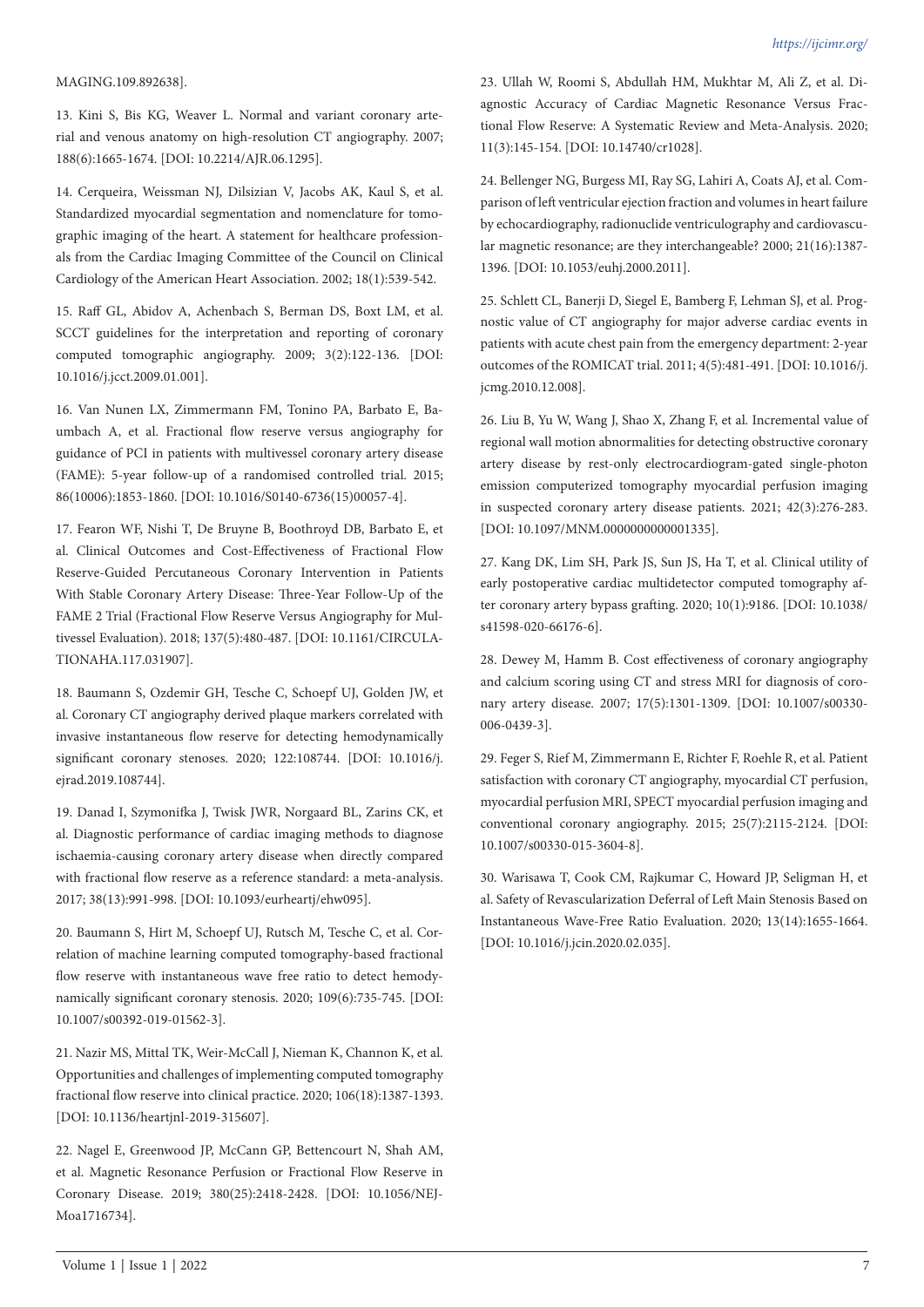MAGING.109.892638].

13. Kini S, Bis KG, Weaver L. Normal and variant coronary arterial and venous anatomy on high-resolution CT angiography. 2007; 188(6):1665-1674. [DOI: 10.2214/AJR.06.1295].

14. Cerqueira, Weissman NJ, Dilsizian V, Jacobs AK, Kaul S, et al. Standardized myocardial segmentation and nomenclature for tomographic imaging of the heart. A statement for healthcare professionals from the Cardiac Imaging Committee of the Council on Clinical Cardiology of the American Heart Association. 2002; 18(1):539-542.

15. Raff GL, Abidov A, Achenbach S, Berman DS, Boxt LM, et al. SCCT guidelines for the interpretation and reporting of coronary computed tomographic angiography. 2009; 3(2):122-136. [DOI: 10.1016/j.jcct.2009.01.001].

16. Van Nunen LX, Zimmermann FM, Tonino PA, Barbato E, Baumbach A, et al. Fractional flow reserve versus angiography for guidance of PCI in patients with multivessel coronary artery disease (FAME): 5-year follow-up of a randomised controlled trial. 2015; 86(10006):1853-1860. [DOI: 10.1016/S0140-6736(15)00057-4].

17. Fearon WF, Nishi T, De Bruyne B, Boothroyd DB, Barbato E, et al. Clinical Outcomes and Cost-Effectiveness of Fractional Flow Reserve-Guided Percutaneous Coronary Intervention in Patients With Stable Coronary Artery Disease: Three-Year Follow-Up of the FAME 2 Trial (Fractional Flow Reserve Versus Angiography for Multivessel Evaluation). 2018; 137(5):480-487. [DOI: 10.1161/CIRCULATIONAHA.117.031907].

18. Baumann S, Ozdemir GH, Tesche C, Schoepf UJ, Golden JW, et al. Coronary CT angiography derived plaque markers correlated with invasive instantaneous flow reserve for detecting hemodynamically significant coronary stenoses. 2020; 122:108744. [DOI: 10.1016/j.ejrad.2019.108744].

19. Danad I, Szymonifka J, Twisk JWR, Norgaard BL, Zarins CK, et al. Diagnostic performance of cardiac imaging methods to diagnose ischaemia-causing coronary artery disease when directly compared with fractional flow reserve as a reference standard: a meta-analysis. 2017; 38(13):991-998. [DOI: 10.1093/eurheartj/ehw095].

20. Baumann S, Hirt M, Schoepf UJ, Rutsch M, Tesche C, et al. Correlation of machine learning computed tomography-based fractional flow reserve with instantaneous wave free ratio to detect hemodynamically significant coronary stenosis. 2020; 109(6):735-745. [DOI: 10.1007/s00392-019-01562-3].

21. Nazir MS, Mittal TK, Weir-McCall J, Nieman K, Channon K, et al. Opportunities and challenges of implementing computed tomography fractional flow reserve into clinical practice. 2020; 106(18):1387-1393. [DOI: 10.1136/heartjnl-2019-315607].

22. Nagel E, Greenwood JP, McCann GP, Bettencourt N, Shah AM, et al. Magnetic Resonance Perfusion or Fractional Flow Reserve in Coronary Disease. 2019; 380(25):2418-2428. [DOI: 10.1056/NEJMoa1716734].

23. Ullah W, Roomi S, Abdullah HM, Mukhtar M, Ali Z, et al. Diagnostic Accuracy of Cardiac Magnetic Resonance Versus Fractional Flow Reserve: A Systematic Review and Meta-Analysis. 2020; 11(3):145-154. [DOI: 10.14740/cr1028].

24. Bellenger NG, Burgess MI, Ray SG, Lahiri A, Coats AJ, et al. Comparison of left ventricular ejection fraction and volumes in heart failure by echocardiography, radionuclide ventriculography and cardiovascular magnetic resonance; are they interchangeable? 2000; 21(16):1387-1396. [DOI: 10.1053/euhj.2000.2011].

25. Schlett CL, Banerji D, Siegel E, Bamberg F, Lehman SJ, et al. Prognostic value of CT angiography for major adverse cardiac events in patients with acute chest pain from the emergency department: 2-year outcomes of the ROMICAT trial. 2011; 4(5):481-491. [DOI: 10.1016/j.jcmg.2010.12.008].

26. Liu B, Yu W, Wang J, Shao X, Zhang F, et al. Incremental value of regional wall motion abnormalities for detecting obstructive coronary artery disease by rest-only electrocardiogram-gated single-photon emission computerized tomography myocardial perfusion imaging in suspected coronary artery disease patients. 2021; 42(3):276-283. [DOI: 10.1097/MNM.0000000000001335].

27. Kang DK, Lim SH, Park JS, Sun JS, Ha T, et al. Clinical utility of early postoperative cardiac multidetector computed tomography after coronary artery bypass grafting. 2020; 10(1):9186. [DOI: 10.1038/s41598-020-66176-6].

28. Dewey M, Hamm B. Cost effectiveness of coronary angiography and calcium scoring using CT and stress MRI for diagnosis of coronary artery disease. 2007; 17(5):1301-1309. [DOI: 10.1007/s00330-006-0439-3].

29. Feger S, Rief M, Zimmermann E, Richter F, Roehle R, et al. Patient satisfaction with coronary CT angiography, myocardial CT perfusion, myocardial perfusion MRI, SPECT myocardial perfusion imaging and conventional coronary angiography. 2015; 25(7):2115-2124. [DOI: 10.1007/s00330-015-3604-8].

30. Warisawa T, Cook CM, Rajkumar C, Howard JP, Seligman H, et al. Safety of Revascularization Deferral of Left Main Stenosis Based on Instantaneous Wave-Free Ratio Evaluation. 2020; 13(14):1655-1664. [DOI: 10.1016/j.jcin.2020.02.035].